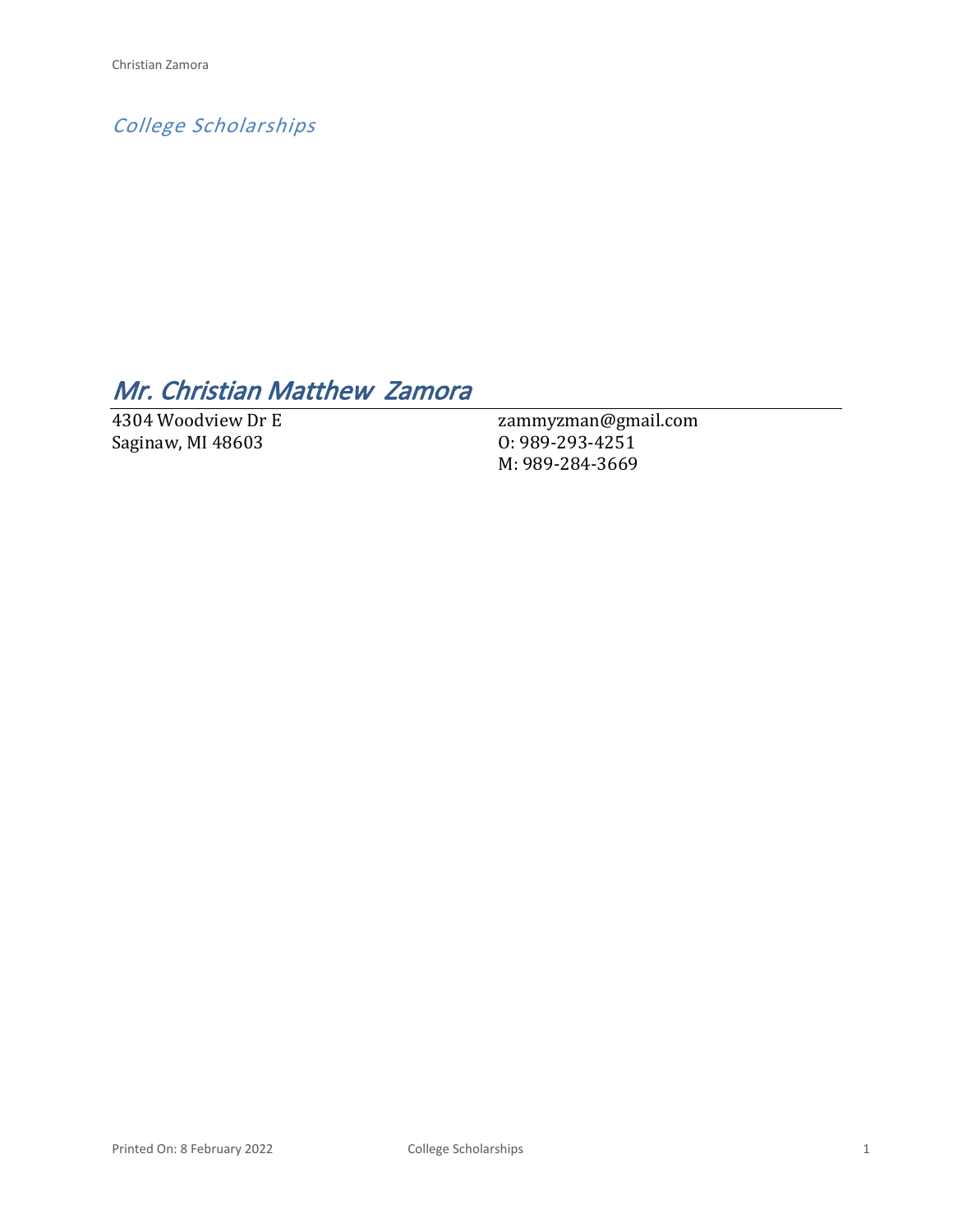*College Scholarships*

# *Mr. Christian Matthew Zamora*

4304 Woodview Dr E
Saginaw, MI 48603

zammyzman@gmail.com
O: 989-293-4251
M: 989-284-3669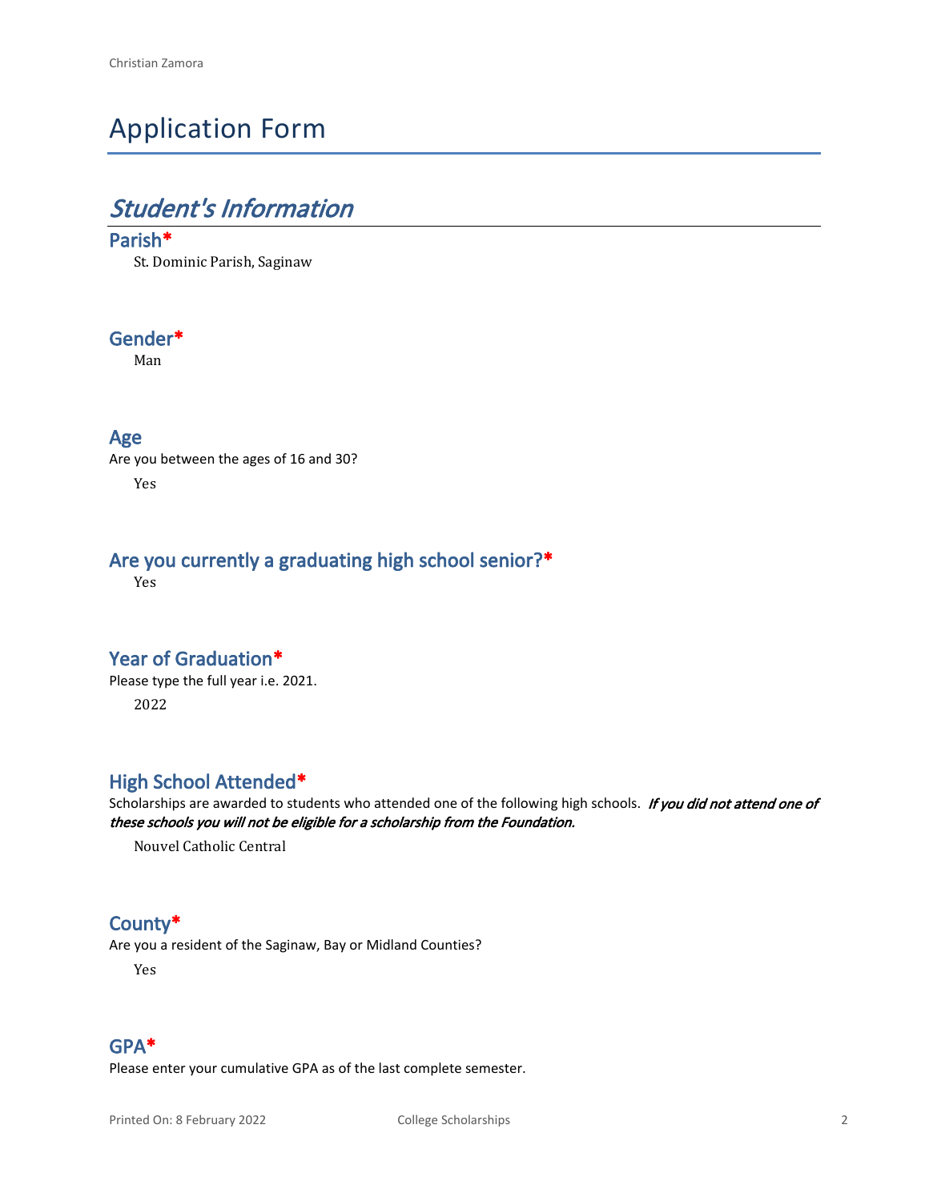# Application Form

## *Student's Information*

### Parish*

St. Dominic Parish, Saginaw

### Gender*

Man

### Age

Are you between the ages of 16 and 30?

Yes

### Are you currently a graduating high school senior?*

Yes

### Year of Graduation*

Please type the full year i.e. 2021.

2022

### High School Attended*

Scholarships are awarded to students who attended one of the following high schools. ***If you did not attend one of these schools you will not be eligible for a scholarship from the Foundation.***

Nouvel Catholic Central

### County*

Are you a resident of the Saginaw, Bay or Midland Counties?

Yes

### GPA*

Please enter your cumulative GPA as of the last complete semester.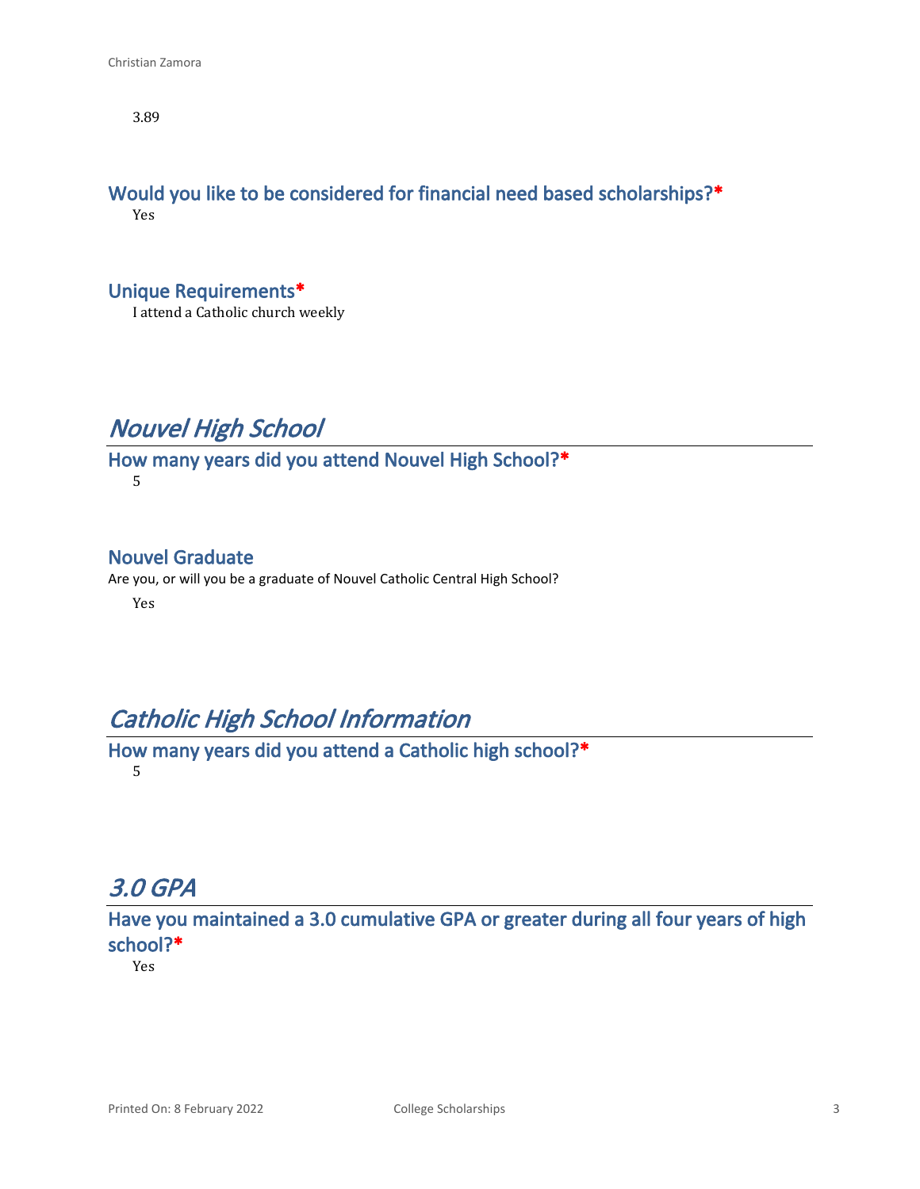3.89

### Would you like to be considered for financial need based scholarships?*

Yes

### Unique Requirements*

I attend a Catholic church weekly

## *Nouvel High School*

### How many years did you attend Nouvel High School?*

5

### Nouvel Graduate

Are you, or will you be a graduate of Nouvel Catholic Central High School?

Yes

## *Catholic High School Information*

### How many years did you attend a Catholic high school?*

5

## *3.0 GPA*

### Have you maintained a 3.0 cumulative GPA or greater during all four years of high school?*

Yes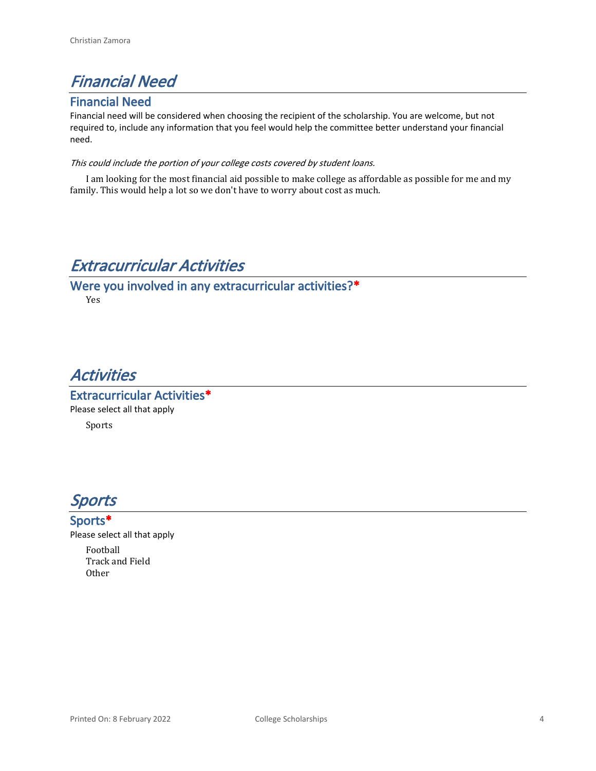# *Financial Need*

## Financial Need

Financial need will be considered when choosing the recipient of the scholarship. You are welcome, but not required to, include any information that you feel would help the committee better understand your financial need.

*This could include the portion of your college costs covered by student loans.*

I am looking for the most financial aid possible to make college as affordable as possible for me and my family. This would help a lot so we don't have to worry about cost as much.

# *Extracurricular Activities*

## Were you involved in any extracurricular activities?*

Yes

# *Activities*

## Extracurricular Activities*

Please select all that apply

Sports

# *Sports*

## Sports*

Please select all that apply

Football
Track and Field
Other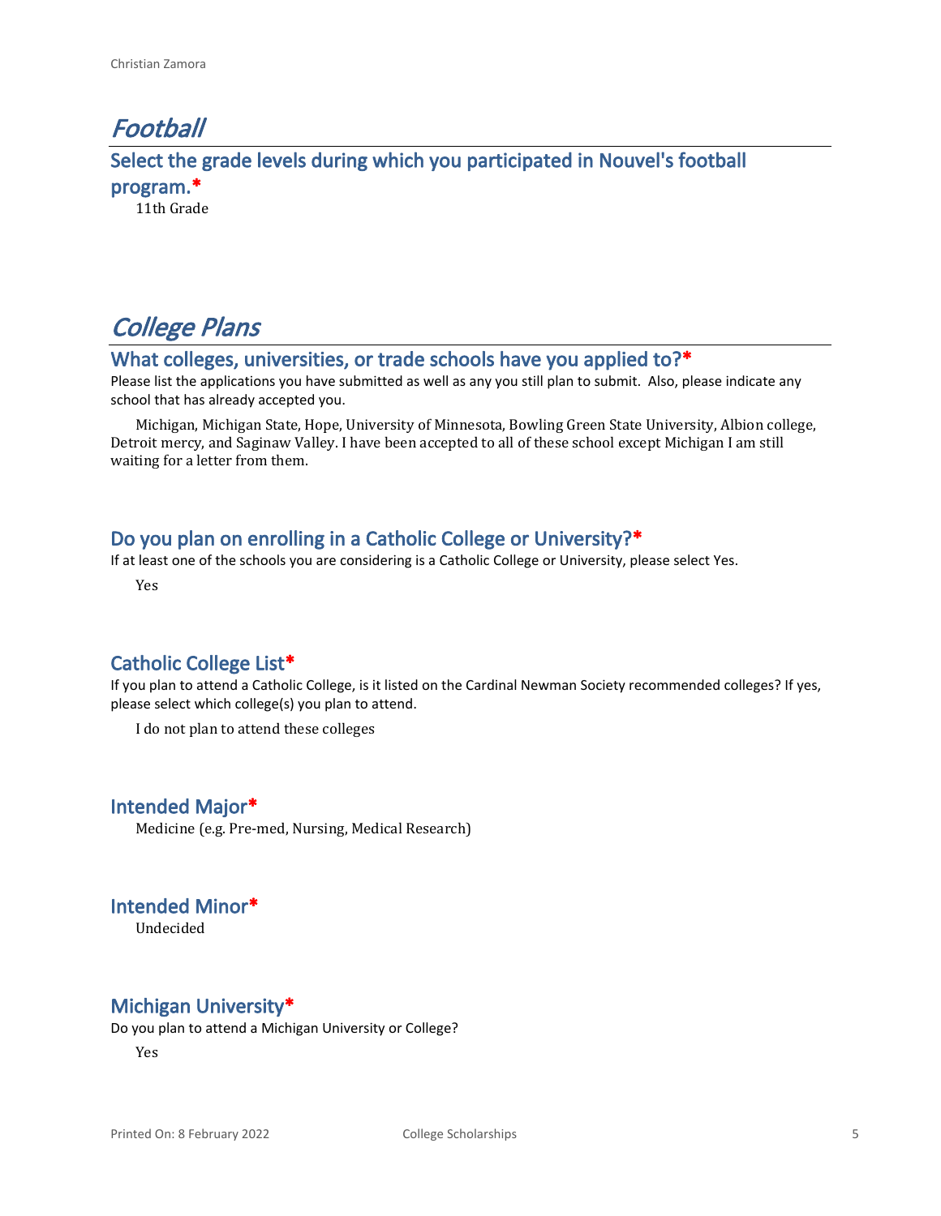# Football

## Select the grade levels during which you participated in Nouvel's football program.*

11th Grade

# College Plans

## What colleges, universities, or trade schools have you applied to?*

Please list the applications you have submitted as well as any you still plan to submit. Also, please indicate any school that has already accepted you.

Michigan, Michigan State, Hope, University of Minnesota, Bowling Green State University, Albion college, Detroit mercy, and Saginaw Valley. I have been accepted to all of these school except Michigan I am still waiting for a letter from them.

## Do you plan on enrolling in a Catholic College or University?*

If at least one of the schools you are considering is a Catholic College or University, please select Yes.

Yes

## Catholic College List*

If you plan to attend a Catholic College, is it listed on the Cardinal Newman Society recommended colleges? If yes, please select which college(s) you plan to attend.

I do not plan to attend these colleges

## Intended Major*

Medicine (e.g. Pre-med, Nursing, Medical Research)

## Intended Minor*

Undecided

## Michigan University*

Do you plan to attend a Michigan University or College?

Yes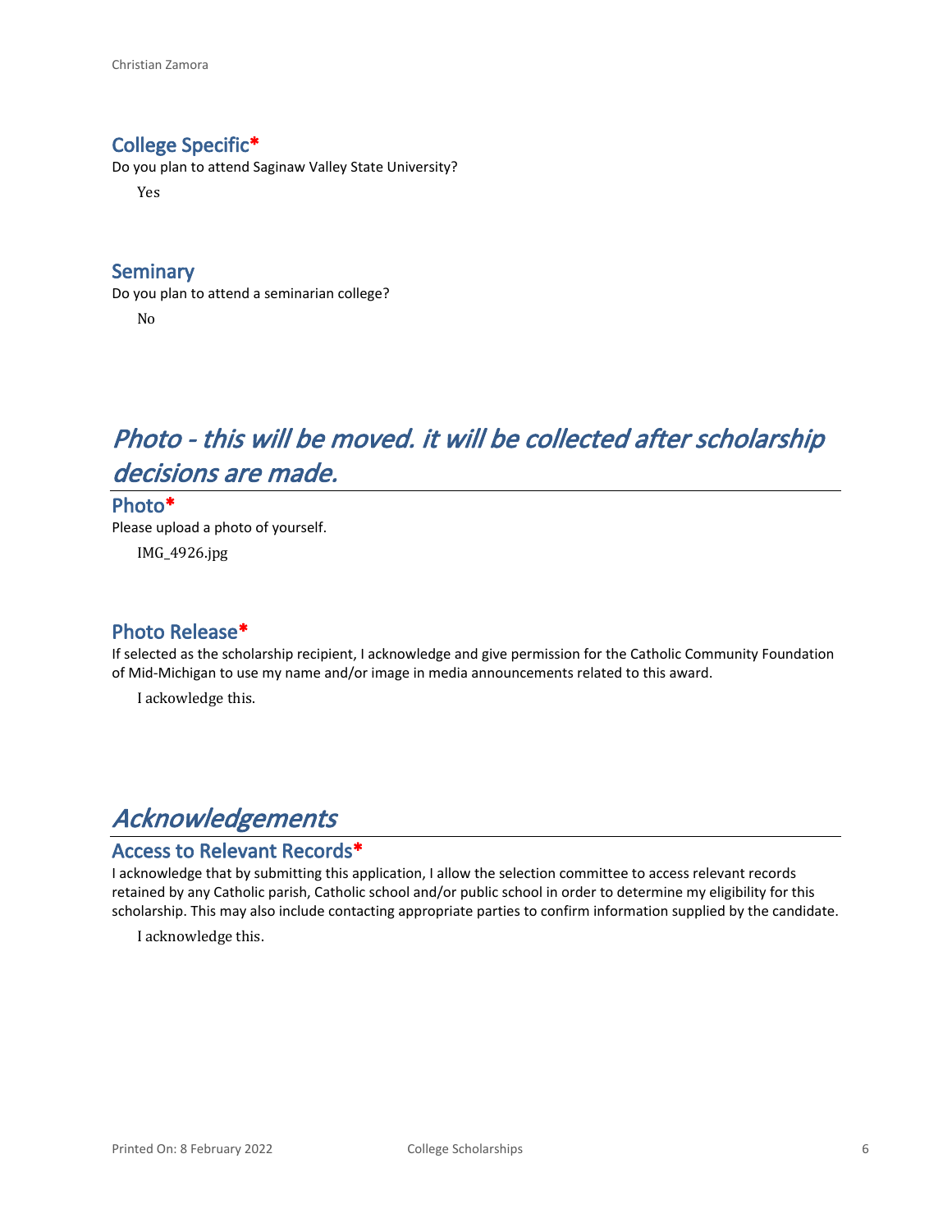### College Specific*

Do you plan to attend Saginaw Valley State University?

Yes

### Seminary

Do you plan to attend a seminarian college?

No

## *Photo - this will be moved. it will be collected after scholarship decisions are made.*

### Photo*

Please upload a photo of yourself.

IMG_4926.jpg

### Photo Release*

If selected as the scholarship recipient, I acknowledge and give permission for the Catholic Community Foundation of Mid-Michigan to use my name and/or image in media announcements related to this award.

I ackowledge this.

## *Acknowledgements*

### Access to Relevant Records*

I acknowledge that by submitting this application, I allow the selection committee to access relevant records retained by any Catholic parish, Catholic school and/or public school in order to determine my eligibility for this scholarship. This may also include contacting appropriate parties to confirm information supplied by the candidate.

I acknowledge this.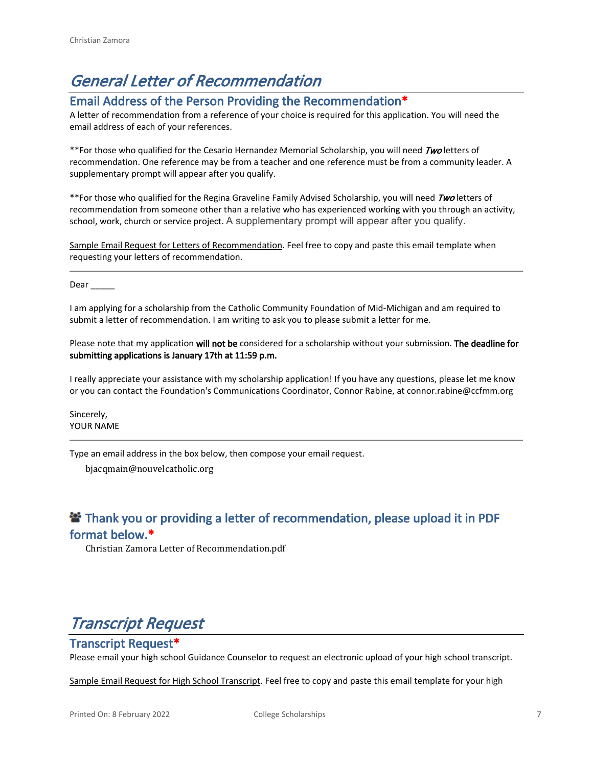# *General Letter of Recommendation*

## Email Address of the Person Providing the Recommendation*

A letter of recommendation from a reference of your choice is required for this application. You will need the email address of each of your references.

**For those who qualified for the Cesario Hernandez Memorial Scholarship, you will need ***Two*** letters of recommendation. One reference may be from a teacher and one reference must be from a community leader. A supplementary prompt will appear after you qualify.

**For those who qualified for the Regina Graveline Family Advised Scholarship, you will need ***Two*** letters of recommendation from someone other than a relative who has experienced working with you through an activity, school, work, church or service project. A supplementary prompt will appear after you qualify.

<u>Sample Email Request for Letters of Recommendation</u>. Feel free to copy and paste this email template when requesting your letters of recommendation.

---

Dear _____

I am applying for a scholarship from the Catholic Community Foundation of Mid-Michigan and am required to submit a letter of recommendation. I am writing to ask you to please submit a letter for me.

Please note that my application **<u>will not be</u>** considered for a scholarship without your submission. **The deadline for submitting applications is January 17th at 11:59 p.m.**

I really appreciate your assistance with my scholarship application! If you have any questions, please let me know or you can contact the Foundation's Communications Coordinator, Connor Rabine, at connor.rabine@ccfmm.org

Sincerely,
YOUR NAME

---

Type an email address in the box below, then compose your email request.

bjacqmain@nouvelcatholic.org

## Thank you or providing a letter of recommendation, please upload it in PDF format below.*

Christian Zamora Letter of Recommendation.pdf

# *Transcript Request*

## Transcript Request*

Please email your high school Guidance Counselor to request an electronic upload of your high school transcript.

<u>Sample Email Request for High School Transcript</u>. Feel free to copy and paste this email template for your high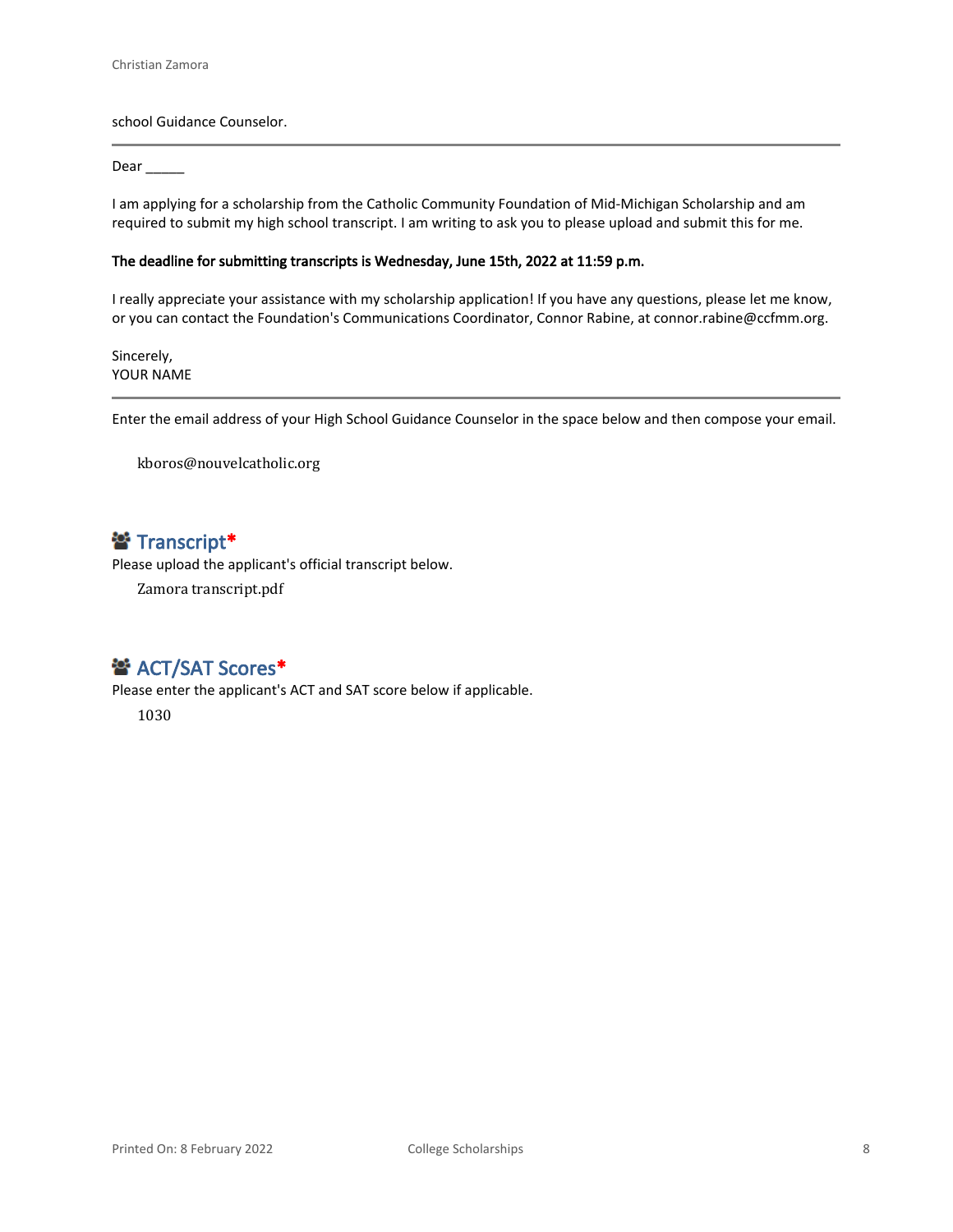school Guidance Counselor.

---

Dear _____

I am applying for a scholarship from the Catholic Community Foundation of Mid-Michigan Scholarship and am required to submit my high school transcript. I am writing to ask you to please upload and submit this for me.

**The deadline for submitting transcripts is Wednesday, June 15th, 2022 at 11:59 p.m.**

I really appreciate your assistance with my scholarship application! If you have any questions, please let me know, or you can contact the Foundation's Communications Coordinator, Connor Rabine, at connor.rabine@ccfmm.org.

Sincerely,
YOUR NAME

---

Enter the email address of your High School Guidance Counselor in the space below and then compose your email.

kboros@nouvelcatholic.org

## Transcript*

Please upload the applicant's official transcript below.

Zamora transcript.pdf

## ACT/SAT Scores*

Please enter the applicant's ACT and SAT score below if applicable.

1030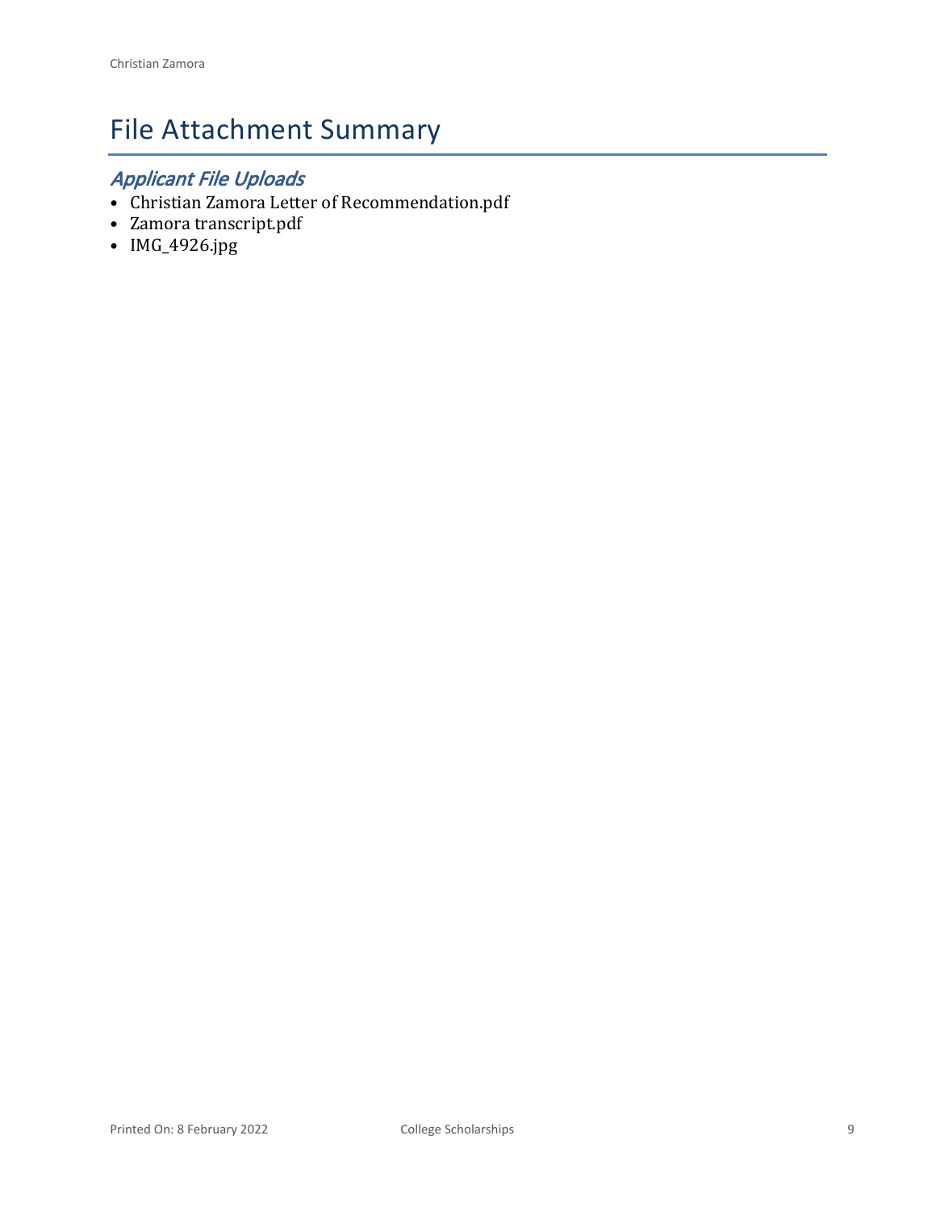# File Attachment Summary

## *Applicant File Uploads*

- Christian Zamora Letter of Recommendation.pdf
- Zamora transcript.pdf
- IMG_4926.jpg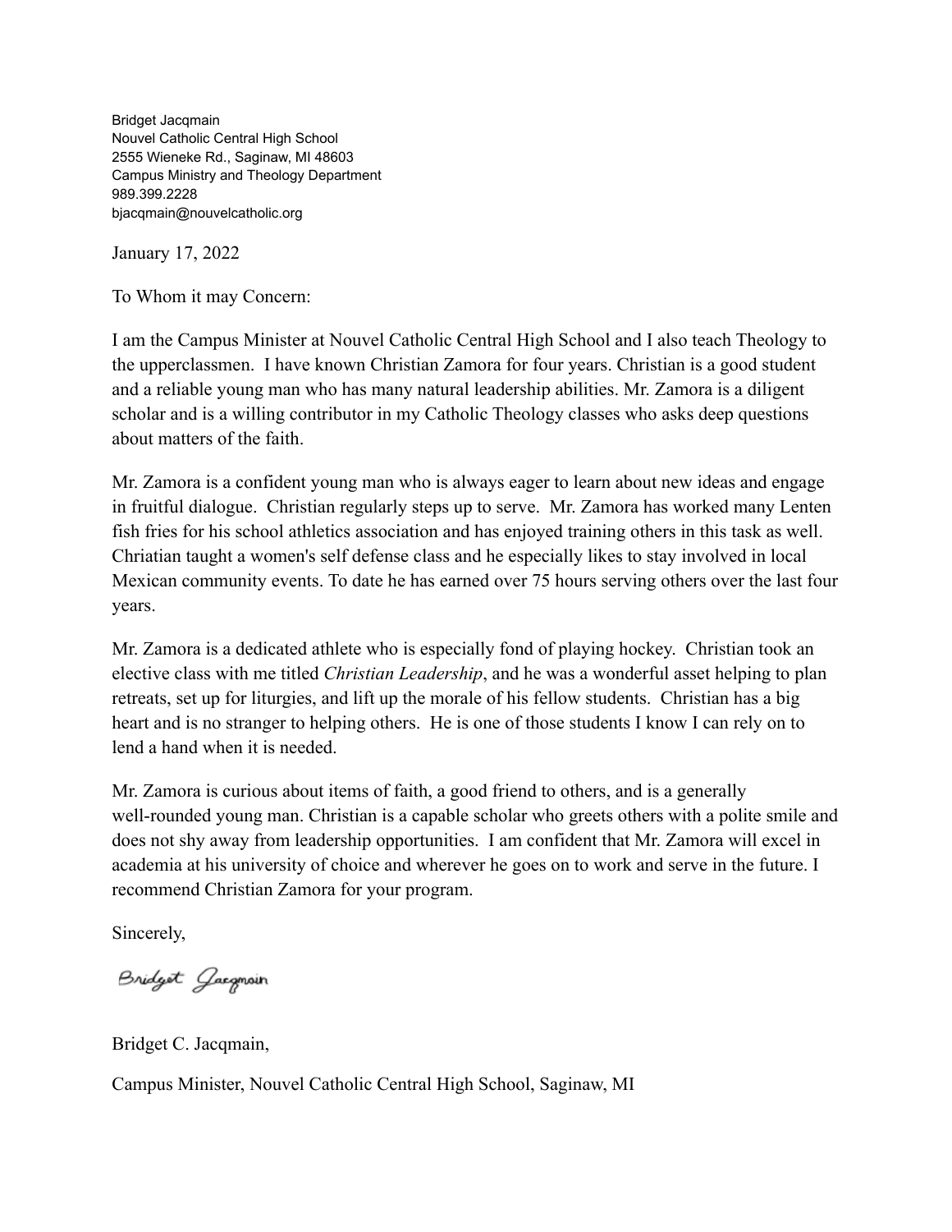Bridget Jacqmain
Nouvel Catholic Central High School
2555 Wieneke Rd., Saginaw, MI 48603
Campus Ministry and Theology Department
989.399.2228
bjacqmain@nouvelcatholic.org

January 17, 2022

To Whom it may Concern:

I am the Campus Minister at Nouvel Catholic Central High School and I also teach Theology to the upperclassmen. I have known Christian Zamora for four years. Christian is a good student and a reliable young man who has many natural leadership abilities. Mr. Zamora is a diligent scholar and is a willing contributor in my Catholic Theology classes who asks deep questions about matters of the faith.

Mr. Zamora is a confident young man who is always eager to learn about new ideas and engage in fruitful dialogue. Christian regularly steps up to serve. Mr. Zamora has worked many Lenten fish fries for his school athletics association and has enjoyed training others in this task as well. Chriatian taught a women's self defense class and he especially likes to stay involved in local Mexican community events. To date he has earned over 75 hours serving others over the last four years.

Mr. Zamora is a dedicated athlete who is especially fond of playing hockey. Christian took an elective class with me titled *Christian Leadership*, and he was a wonderful asset helping to plan retreats, set up for liturgies, and lift up the morale of his fellow students. Christian has a big heart and is no stranger to helping others. He is one of those students I know I can rely on to lend a hand when it is needed.

Mr. Zamora is curious about items of faith, a good friend to others, and is a generally well-rounded young man. Christian is a capable scholar who greets others with a polite smile and does not shy away from leadership opportunities. I am confident that Mr. Zamora will excel in academia at his university of choice and wherever he goes on to work and serve in the future. I recommend Christian Zamora for your program.

Sincerely,

Bridget Jacqmain

Bridget C. Jacqmain,

Campus Minister, Nouvel Catholic Central High School, Saginaw, MI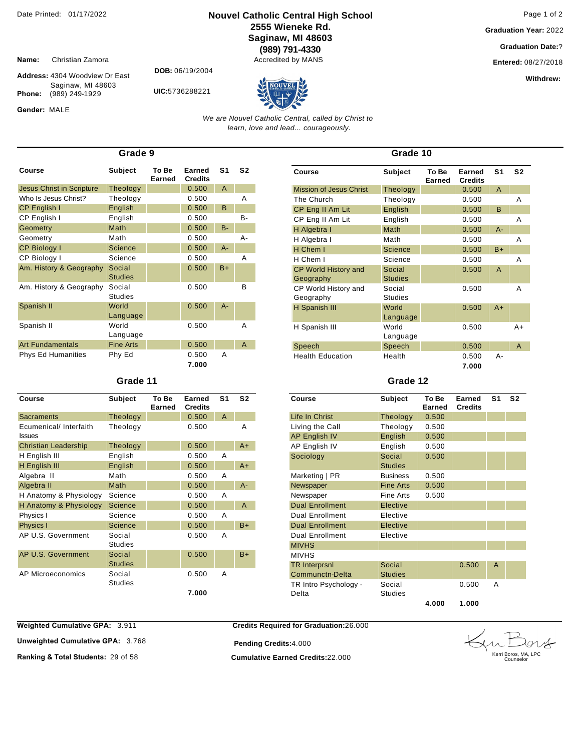Date Printed: 01/17/2022

# Nouvel Catholic Central High School

**2555 Wieneke Rd.**
**Saginaw, MI 48603**
**(989) 791-4330**
Accredited by MANS

**Graduation Year:** 2022
**Graduation Date:**?
**Entered:** 08/27/2018
**Withdrew:**

**Name:** Christian Zamora
**Address:** 4304 Woodview Dr East Saginaw, MI 48603
**Phone:** (989) 249-1929
**Gender:** MALE

**DOB:** 06/19/2004
**UIC:**5736288221

*We are Nouvel Catholic Central, called by Christ to learn, love and lead... courageously.*

## Grade 9

| Course | Subject | To Be Earned | Earned Credits | S1 | S2 |
|---|---|---|---|---|---|
| Jesus Christ in Scripture | Theology | | 0.500 | A | |
| Who Is Jesus Christ? | Theology | | 0.500 | | A |
| CP English I | English | | 0.500 | B | |
| CP English I | English | | 0.500 | | B- |
| Geometry | Math | | 0.500 | B- | |
| Geometry | Math | | 0.500 | | A- |
| CP Biology I | Science | | 0.500 | A- | |
| CP Biology I | Science | | 0.500 | | A |
| Am. History & Geography | Social Studies | | 0.500 | B+ | |
| Am. History & Geography | Social Studies | | 0.500 | | B |
| Spanish II | World Language | | 0.500 | A- | |
| Spanish II | World Language | | 0.500 | | A |
| Art Fundamentals | Fine Arts | | 0.500 | | A |
| Phys Ed Humanities | Phy Ed | | 0.500 | A | |
| | | | 7.000 | | |

## Grade 10

| Course | Subject | To Be Earned | Earned Credits | S1 | S2 |
|---|---|---|---|---|---|
| Mission of Jesus Christ | Theology | | 0.500 | A | |
| The Church | Theology | | 0.500 | | A |
| CP Eng II Am Lit | English | | 0.500 | B | |
| CP Eng II Am Lit | English | | 0.500 | | A |
| H Algebra I | Math | | 0.500 | A- | |
| H Algebra I | Math | | 0.500 | | A |
| H Chem I | Science | | 0.500 | B+ | |
| H Chem I | Science | | 0.500 | | A |
| CP World History and Geography | Social Studies | | 0.500 | A | |
| CP World History and Geography | Social Studies | | 0.500 | | A |
| H Spanish III | World Language | | 0.500 | A+ | |
| H Spanish III | World Language | | 0.500 | | A+ |
| Speech | Speech | | 0.500 | | A |
| Health Education | Health | | 0.500 | A- | |
| | | | 7.000 | | |

## Grade 11

| Course | Subject | To Be Earned | Earned Credits | S1 | S2 |
|---|---|---|---|---|---|
| Sacraments | Theology | | 0.500 | A | |
| Ecumenical/ Interfaith Issues | Theology | | 0.500 | | A |
| Christian Leadership | Theology | | 0.500 | | A+ |
| H English III | English | | 0.500 | A | |
| H English III | English | | 0.500 | | A+ |
| Algebra II | Math | | 0.500 | A | |
| Algebra II | Math | | 0.500 | | A- |
| H Anatomy & Physiology | Science | | 0.500 | A | |
| H Anatomy & Physiology | Science | | 0.500 | | A |
| Physics I | Science | | 0.500 | A | |
| Physics I | Science | | 0.500 | | B+ |
| AP U.S. Government | Social Studies | | 0.500 | A | |
| AP U.S. Government | Social Studies | | 0.500 | | B+ |
| AP Microeconomics | Social Studies | | 0.500 | A | |
| | | | 7.000 | | |

## Grade 12

| Course | Subject | To Be Earned | Earned Credits | S1 | S2 |
|---|---|---|---|---|---|
| Life In Christ | Theology | 0.500 | | | |
| Living the Call | Theology | 0.500 | | | |
| AP English IV | English | 0.500 | | | |
| AP English IV | English | 0.500 | | | |
| Sociology | Social Studies | 0.500 | | | |
| Marketing \| PR | Business | 0.500 | | | |
| Newspaper | Fine Arts | 0.500 | | | |
| Newspaper | Fine Arts | 0.500 | | | |
| Dual Enrollment | Elective | | | | |
| Dual Enrollment | Elective | | | | |
| Dual Enrollment | Elective | | | | |
| Dual Enrollment | Elective | | | | |
| MIVHS | | | | | |
| MIVHS | | | | | |
| TR Interprsnl Communctn-Delta | Social Studies | | 0.500 | A | |
| TR Intro Psychology - Delta | Social Studies | | 0.500 | A | |
| | | 4.000 | 1.000 | | |

**Weighted Cumulative GPA:** 3.911
**Unweighted Cumulative GPA:** 3.768
**Ranking & Total Students:** 29 of 58

**Credits Required for Graduation:**26.000
**Pending Credits:**4.000
**Cumulative Earned Credits:**22.000

Kerri Boros, MA, LPC
Counselor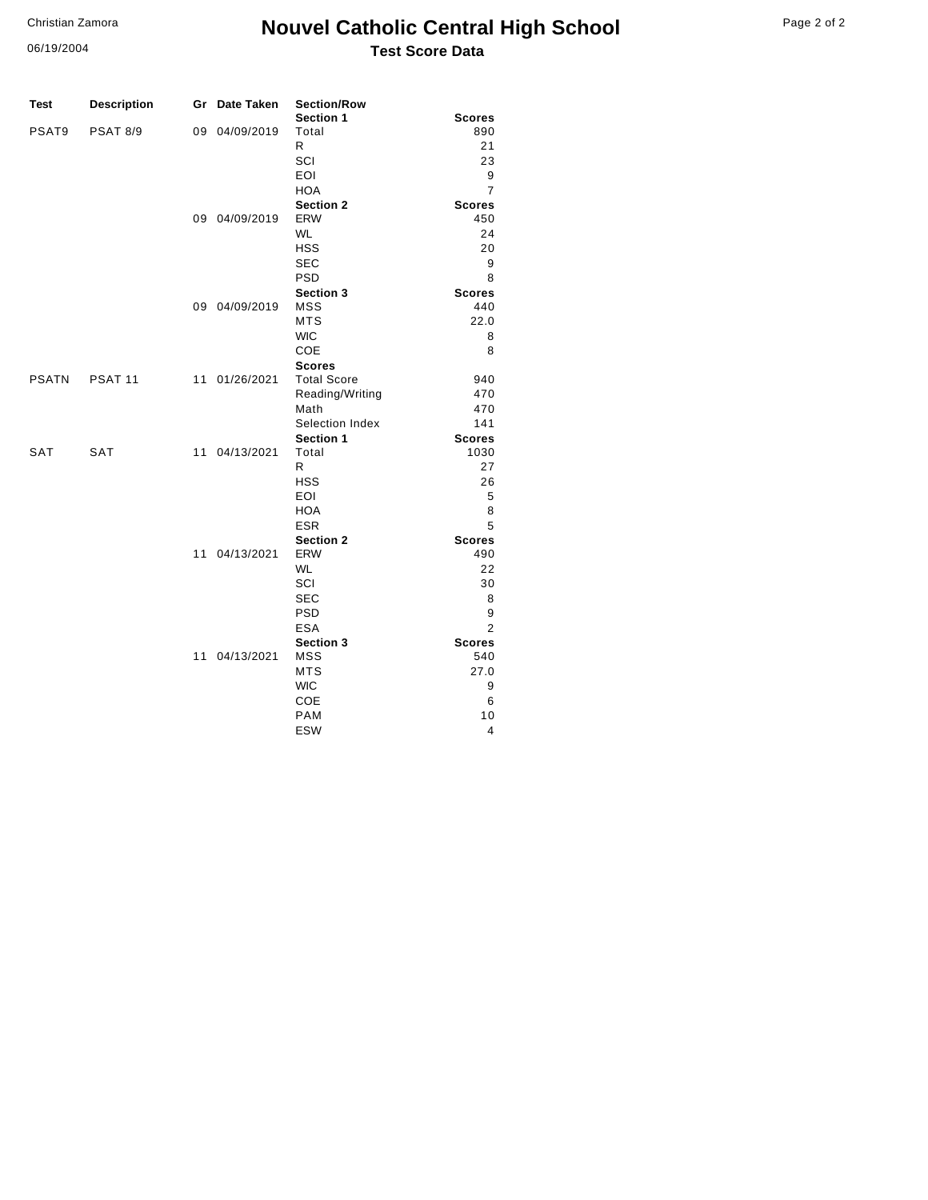Christian Zamora

06/19/2004

# Nouvel Catholic Central High School

## Test Score Data

| Test | Description | Gr | Date Taken | Section/Row | |
|---|---|---|---|---|---|
| | | | | **Section 1** | **Scores** |
| PSAT9 | PSAT 8/9 | 09 | 04/09/2019 | Total | 890 |
| | | | | R | 21 |
| | | | | SCI | 23 |
| | | | | EOI | 9 |
| | | | | HOA | 7 |
| | | | | **Section 2** | **Scores** |
| | | 09 | 04/09/2019 | ERW | 450 |
| | | | | WL | 24 |
| | | | | HSS | 20 |
| | | | | SEC | 9 |
| | | | | PSD | 8 |
| | | | | **Section 3** | **Scores** |
| | | 09 | 04/09/2019 | MSS | 440 |
| | | | | MTS | 22.0 |
| | | | | WIC | 8 |
| | | | | COE | 8 |
| | | | | **Scores** | |
| PSATN | PSAT 11 | 11 | 01/26/2021 | Total Score | 940 |
| | | | | Reading/Writing | 470 |
| | | | | Math | 470 |
| | | | | Selection Index | 141 |
| | | | | **Section 1** | **Scores** |
| SAT | SAT | 11 | 04/13/2021 | Total | 1030 |
| | | | | R | 27 |
| | | | | HSS | 26 |
| | | | | EOI | 5 |
| | | | | HOA | 8 |
| | | | | ESR | 5 |
| | | | | **Section 2** | **Scores** |
| | | 11 | 04/13/2021 | ERW | 490 |
| | | | | WL | 22 |
| | | | | SCI | 30 |
| | | | | SEC | 8 |
| | | | | PSD | 9 |
| | | | | ESA | 2 |
| | | | | **Section 3** | **Scores** |
| | | 11 | 04/13/2021 | MSS | 540 |
| | | | | MTS | 27.0 |
| | | | | WIC | 9 |
| | | | | COE | 6 |
| | | | | PAM | 10 |
| | | | | ESW | 4 |